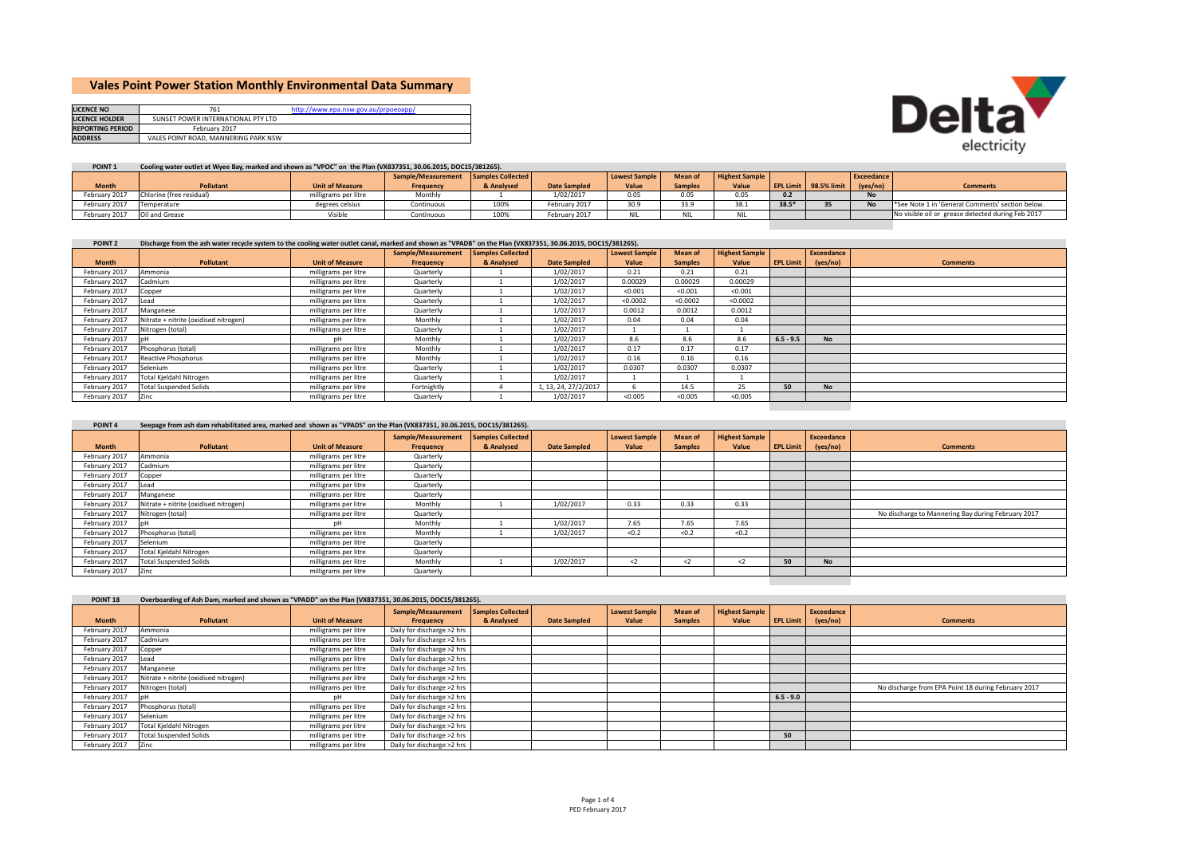# Vales Point Power Station Monthly Environmental Data Summary

| LICENCE NO | 761 | http://www.epa.nsw.gov.au/prpoeoapp/ |
|---|---|---|
| LICENCE HOLDER | SUNSET POWER INTERNATIONAL PTY LTD | |
| REPORTING PERIOD | February 2017 | |
| ADDRESS | VALES POINT ROAD, MANNERING PARK NSW | |

**POINT 1** Cooling water outlet at Wyee Bay, marked and shown as "VPOC" on the Plan (VX837351, 30.06.2015, DOC15/381265).

| Month | Pollutant | Unit of Measure | Sample/Measurement Frequency | Samples Collected & Analysed | Date Sampled | Lowest Sample Value | Mean of Samples | Highest Sample Value | EPL Limit | 98.5% limit | Exceedance (yes/no) | Comments |
|---|---|---|---|---|---|---|---|---|---|---|---|---|
| February 2017 | Chlorine (free residual) | milligrams per litre | Monthly | 1 | 1/02/2017 | 0.05 | 0.05 | 0.05 | 0.2 | | No | |
| February 2017 | Temperature | degrees celsius | Continuous | 100% | February 2017 | 30.9 | 33.9 | 38.1 | 38.5* | 35 | No | *See Note 1 in 'General Comments' section below. |
| February 2017 | Oil and Grease | Visible | Continuous | 100% | February 2017 | NIL | NIL | NIL | | | | No visible oil or grease detected during Feb 2017 |

**POINT 2** Discharge from the ash water recycle system to the cooling water outlet canal, marked and shown as "VPADB" on the Plan (VX837351, 30.06.2015, DOC15/381265).

| Month | Pollutant | Unit of Measure | Sample/Measurement Frequency | Samples Collected & Analysed | Date Sampled | Lowest Sample Value | Mean of Samples | Highest Sample Value | EPL Limit | Exceedance (yes/no) | Comments |
|---|---|---|---|---|---|---|---|---|---|---|---|
| February 2017 | Ammonia | milligrams per litre | Quarterly | 1 | 1/02/2017 | 0.21 | 0.21 | 0.21 | | | |
| February 2017 | Cadmium | milligrams per litre | Quarterly | 1 | 1/02/2017 | 0.00029 | 0.00029 | 0.00029 | | | |
| February 2017 | Copper | milligrams per litre | Quarterly | 1 | 1/02/2017 | <0.001 | <0.001 | <0.001 | | | |
| February 2017 | Lead | milligrams per litre | Quarterly | 1 | 1/02/2017 | <0.0002 | <0.0002 | <0.0002 | | | |
| February 2017 | Manganese | milligrams per litre | Quarterly | 1 | 1/02/2017 | 0.0012 | 0.0012 | 0.0012 | | | |
| February 2017 | Nitrate + nitrite (oxidised nitrogen) | milligrams per litre | Monthly | 1 | 1/02/2017 | 0.04 | 0.04 | 0.04 | | | |
| February 2017 | Nitrogen (total) | milligrams per litre | Quarterly | 1 | 1/02/2017 | 1 | 1 | 1 | | | |
| February 2017 | pH | pH | Monthly | 1 | 1/02/2017 | 8.6 | 8.6 | 8.6 | 6.5 - 9.5 | No | |
| February 2017 | Phosphorus (total) | milligrams per litre | Monthly | 1 | 1/02/2017 | 0.17 | 0.17 | 0.17 | | | |
| February 2017 | Reactive Phosphorus | milligrams per litre | Monthly | 1 | 1/02/2017 | 0.16 | 0.16 | 0.16 | | | |
| February 2017 | Selenium | milligrams per litre | Quarterly | 1 | 1/02/2017 | 0.0307 | 0.0307 | 0.0307 | | | |
| February 2017 | Total Kjeldahl Nitrogen | milligrams per litre | Quarterly | 1 | 1/02/2017 | 1 | 1 | 1 | | | |
| February 2017 | Total Suspended Solids | milligrams per litre | Fortnightly | 4 | 1, 13, 24, 27/2/2017 | 6 | 14.5 | 25 | 50 | No | |
| February 2017 | Zinc | milligrams per litre | Quarterly | 1 | 1/02/2017 | <0.005 | <0.005 | <0.005 | | | |

**POINT 4** Seepage from ash dam rehabilitated area, marked and shown as "VPADS" on the Plan (VX837351, 30.06.2015, DOC15/381265).

| Month | Pollutant | Unit of Measure | Sample/Measurement Frequency | Samples Collected & Analysed | Date Sampled | Lowest Sample Value | Mean of Samples | Highest Sample Value | EPL Limit | Exceedance (yes/no) | Comments |
|---|---|---|---|---|---|---|---|---|---|---|---|
| February 2017 | Ammonia | milligrams per litre | Quarterly | | | | | | | | |
| February 2017 | Cadmium | milligrams per litre | Quarterly | | | | | | | | |
| February 2017 | Copper | milligrams per litre | Quarterly | | | | | | | | |
| February 2017 | Lead | milligrams per litre | Quarterly | | | | | | | | |
| February 2017 | Manganese | milligrams per litre | Quarterly | | | | | | | | |
| February 2017 | Nitrate + nitrite (oxidised nitrogen) | milligrams per litre | Monthly | 1 | 1/02/2017 | 0.33 | 0.33 | 0.33 | | | |
| February 2017 | Nitrogen (total) | milligrams per litre | Quarterly | | | | | | | | No discharge to Mannering Bay during February 2017 |
| February 2017 | pH | pH | Monthly | 1 | 1/02/2017 | 7.65 | 7.65 | 7.65 | | | |
| February 2017 | Phosphorus (total) | milligrams per litre | Monthly | 1 | 1/02/2017 | <0.2 | <0.2 | <0.2 | | | |
| February 2017 | Selenium | milligrams per litre | Quarterly | | | | | | | | |
| February 2017 | Total Kjeldahl Nitrogen | milligrams per litre | Quarterly | | | | | | | | |
| February 2017 | Total Suspended Solids | milligrams per litre | Monthly | 1 | 1/02/2017 | <2 | <2 | <2 | 50 | No | |
| February 2017 | Zinc | milligrams per litre | Quarterly | | | | | | | | |

**POINT 18** Overboarding of Ash Dam, marked and shown as "VPADO" on the Plan (VX837351, 30.06.2015, DOC15/381265).

| Month | Pollutant | Unit of Measure | Sample/Measurement Frequency | Samples Collected & Analysed | Date Sampled | Lowest Sample Value | Mean of Samples | Highest Sample Value | EPL Limit | Exceedance (yes/no) | Comments |
|---|---|---|---|---|---|---|---|---|---|---|---|
| February 2017 | Ammonia | milligrams per litre | Daily for discharge >2 hrs | | | | | | | | |
| February 2017 | Cadmium | milligrams per litre | Daily for discharge >2 hrs | | | | | | | | |
| February 2017 | Copper | milligrams per litre | Daily for discharge >2 hrs | | | | | | | | |
| February 2017 | Lead | milligrams per litre | Daily for discharge >2 hrs | | | | | | | | |
| February 2017 | Manganese | milligrams per litre | Daily for discharge >2 hrs | | | | | | | | |
| February 2017 | Nitrate + nitrite (oxidised nitrogen) | milligrams per litre | Daily for discharge >2 hrs | | | | | | | | |
| February 2017 | Nitrogen (total) | milligrams per litre | Daily for discharge >2 hrs | | | | | | | | No discharge from EPA Point 18 during February 2017 |
| February 2017 | pH | pH | Daily for discharge >2 hrs | | | | | | 6.5 - 9.0 | | |
| February 2017 | Phosphorus (total) | milligrams per litre | Daily for discharge >2 hrs | | | | | | | | |
| February 2017 | Selenium | milligrams per litre | Daily for discharge >2 hrs | | | | | | | | |
| February 2017 | Total Kjeldahl Nitrogen | milligrams per litre | Daily for discharge >2 hrs | | | | | | | | |
| February 2017 | Total Suspended Solids | milligrams per litre | Daily for discharge >2 hrs | | | | | | 50 | | |
| February 2017 | Zinc | milligrams per litre | Daily for discharge >2 hrs | | | | | | | | |

PED February 2017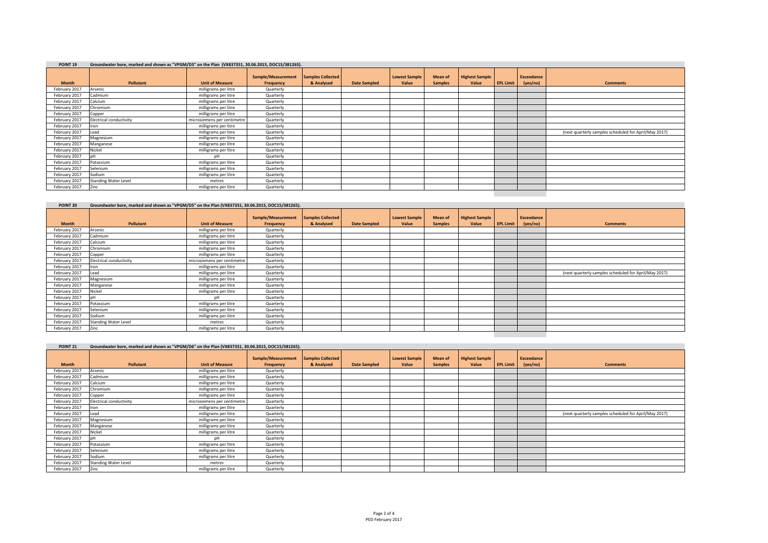**POINT 19** Groundwater bore, marked and shown as "VPGM/D3" on the Plan (VX837351, 30.06.2015, DOC15/381265).

| Month | Pollutant | Unit of Measure | Sample/Measurement Frequency | Samples Collected & Analysed | Date Sampled | Lowest Sample Value | Mean of Samples | Highest Sample Value | EPL Limit | Exceedance (yes/no) | Comments |
|---|---|---|---|---|---|---|---|---|---|---|---|
| February 2017 | Arsenic | milligrams per litre | Quarterly | | | | | | | | |
| February 2017 | Cadmium | milligrams per litre | Quarterly | | | | | | | | |
| February 2017 | Calcium | milligrams per litre | Quarterly | | | | | | | | |
| February 2017 | Chromium | milligrams per litre | Quarterly | | | | | | | | |
| February 2017 | Copper | milligrams per litre | Quarterly | | | | | | | | |
| February 2017 | Electrical conductivity | microsiemens per centimetre | Quarterly | | | | | | | | |
| February 2017 | Iron | milligrams per litre | Quarterly | | | | | | | | |
| February 2017 | Lead | milligrams per litre | Quarterly | | | | | | | | (next quarterly samples scheduled for April/May 2017) |
| February 2017 | Magnesium | milligrams per litre | Quarterly | | | | | | | | |
| February 2017 | Manganese | milligrams per litre | Quarterly | | | | | | | | |
| February 2017 | Nickel | milligrams per litre | Quarterly | | | | | | | | |
| February 2017 | pH | pH | Quarterly | | | | | | | | |
| February 2017 | Potassium | milligrams per litre | Quarterly | | | | | | | | |
| February 2017 | Selenium | milligrams per litre | Quarterly | | | | | | | | |
| February 2017 | Sodium | milligrams per litre | Quarterly | | | | | | | | |
| February 2017 | Standing Water Level | metres | Quarterly | | | | | | | | |
| February 2017 | Zinc | milligrams per litre | Quarterly | | | | | | | | |

**POINT 20** Groundwater bore, marked and shown as "VPGM/D5" on the Plan (VX837351, 30.06.2015, DOC15/381265).

| Month | Pollutant | Unit of Measure | Sample/Measurement Frequency | Samples Collected & Analysed | Date Sampled | Lowest Sample Value | Mean of Samples | Highest Sample Value | EPL Limit | Exceedance (yes/no) | Comments |
|---|---|---|---|---|---|---|---|---|---|---|---|
| February 2017 | Arsenic | milligrams per litre | Quarterly | | | | | | | | |
| February 2017 | Cadmium | milligrams per litre | Quarterly | | | | | | | | |
| February 2017 | Calcium | milligrams per litre | Quarterly | | | | | | | | |
| February 2017 | Chromium | milligrams per litre | Quarterly | | | | | | | | |
| February 2017 | Copper | milligrams per litre | Quarterly | | | | | | | | |
| February 2017 | Electrical conductivity | microsiemens per centimetre | Quarterly | | | | | | | | |
| February 2017 | Iron | milligrams per litre | Quarterly | | | | | | | | |
| February 2017 | Lead | milligrams per litre | Quarterly | | | | | | | | (next quarterly samples scheduled for April/May 2017) |
| February 2017 | Magnesium | milligrams per litre | Quarterly | | | | | | | | |
| February 2017 | Manganese | milligrams per litre | Quarterly | | | | | | | | |
| February 2017 | Nickel | milligrams per litre | Quarterly | | | | | | | | |
| February 2017 | pH | pH | Quarterly | | | | | | | | |
| February 2017 | Potassium | milligrams per litre | Quarterly | | | | | | | | |
| February 2017 | Selenium | milligrams per litre | Quarterly | | | | | | | | |
| February 2017 | Sodium | milligrams per litre | Quarterly | | | | | | | | |
| February 2017 | Standing Water Level | metres | Quarterly | | | | | | | | |
| February 2017 | Zinc | milligrams per litre | Quarterly | | | | | | | | |

**POINT 21** Groundwater bore, marked and shown as "VPGM/D6" on the Plan (VX837351, 30.06.2015, DOC15/381265).

| Month | Pollutant | Unit of Measure | Sample/Measurement Frequency | Samples Collected & Analysed | Date Sampled | Lowest Sample Value | Mean of Samples | Highest Sample Value | EPL Limit | Exceedance (yes/no) | Comments |
|---|---|---|---|---|---|---|---|---|---|---|---|
| February 2017 | Arsenic | milligrams per litre | Quarterly | | | | | | | | |
| February 2017 | Cadmium | milligrams per litre | Quarterly | | | | | | | | |
| February 2017 | Calcium | milligrams per litre | Quarterly | | | | | | | | |
| February 2017 | Chromium | milligrams per litre | Quarterly | | | | | | | | |
| February 2017 | Copper | milligrams per litre | Quarterly | | | | | | | | |
| February 2017 | Electrical conductivity | microsiemens per centimetre | Quarterly | | | | | | | | |
| February 2017 | Iron | milligrams per litre | Quarterly | | | | | | | | |
| February 2017 | Lead | milligrams per litre | Quarterly | | | | | | | | (next quarterly samples scheduled for April/May 2017) |
| February 2017 | Magnesium | milligrams per litre | Quarterly | | | | | | | | |
| February 2017 | Manganese | milligrams per litre | Quarterly | | | | | | | | |
| February 2017 | Nickel | milligrams per litre | Quarterly | | | | | | | | |
| February 2017 | pH | pH | Quarterly | | | | | | | | |
| February 2017 | Potassium | milligrams per litre | Quarterly | | | | | | | | |
| February 2017 | Selenium | milligrams per litre | Quarterly | | | | | | | | |
| February 2017 | Sodium | milligrams per litre | Quarterly | | | | | | | | |
| February 2017 | Standing Water Level | metres | Quarterly | | | | | | | | |
| February 2017 | Zinc | milligrams per litre | Quarterly | | | | | | | | |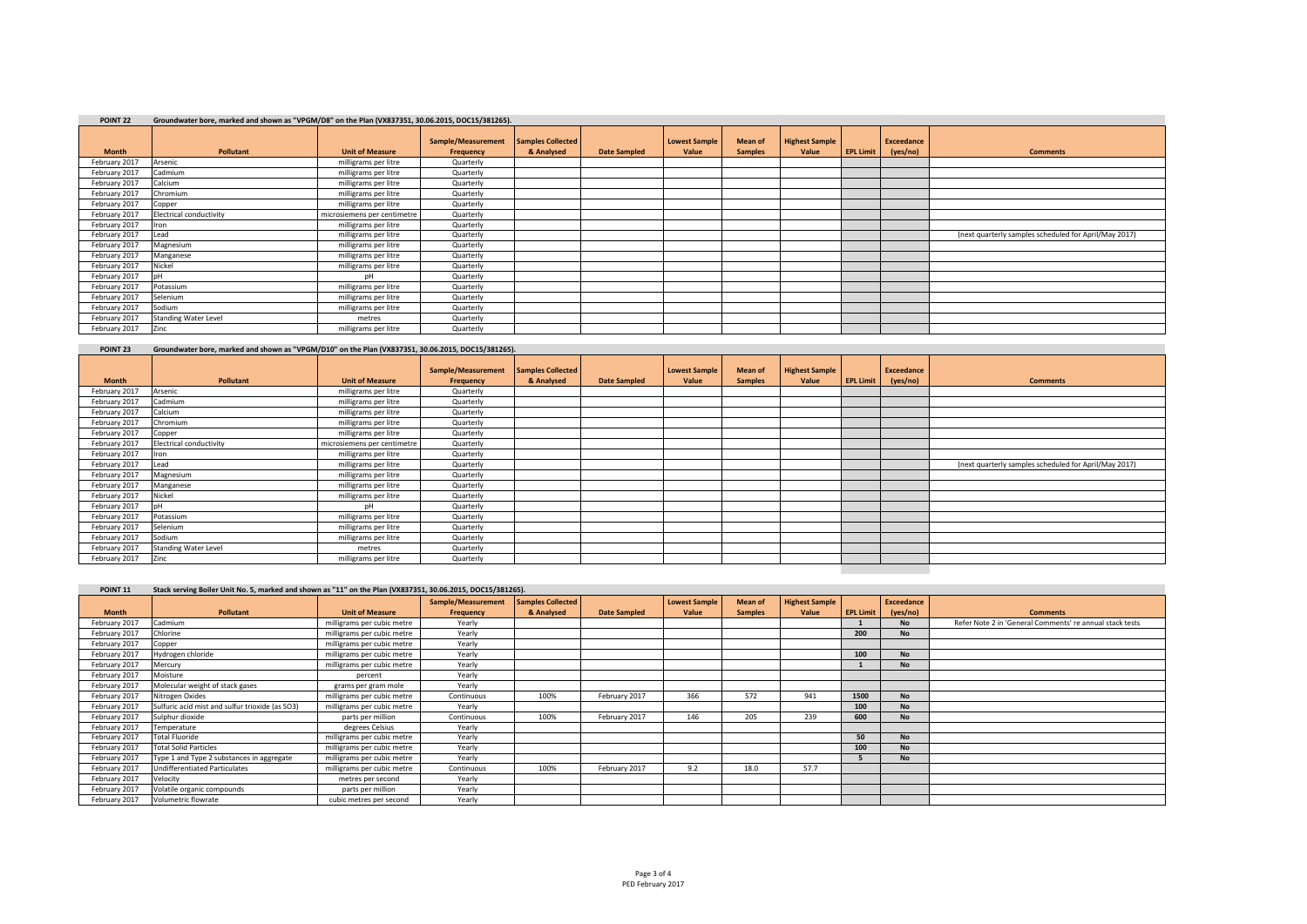**POINT 22** Groundwater bore, marked and shown as "VPGM/D8" on the Plan (VX837351, 30.06.2015, DOC15/381265).

| Month | Pollutant | Unit of Measure | Sample/Measurement Frequency | Samples Collected & Analysed | Date Sampled | Lowest Sample Value | Mean of Samples | Highest Sample Value | EPL Limit | Exceedance (yes/no) | Comments |
|---|---|---|---|---|---|---|---|---|---|---|---|
| February 2017 | Arsenic | milligrams per litre | Quarterly | | | | | | | | |
| February 2017 | Cadmium | milligrams per litre | Quarterly | | | | | | | | |
| February 2017 | Calcium | milligrams per litre | Quarterly | | | | | | | | |
| February 2017 | Chromium | milligrams per litre | Quarterly | | | | | | | | |
| February 2017 | Copper | milligrams per litre | Quarterly | | | | | | | | |
| February 2017 | Electrical conductivity | microsiemens per centimetre | Quarterly | | | | | | | | |
| February 2017 | Iron | milligrams per litre | Quarterly | | | | | | | | |
| February 2017 | Lead | milligrams per litre | Quarterly | | | | | | | | (next quarterly samples scheduled for April/May 2017) |
| February 2017 | Magnesium | milligrams per litre | Quarterly | | | | | | | | |
| February 2017 | Manganese | milligrams per litre | Quarterly | | | | | | | | |
| February 2017 | Nickel | milligrams per litre | Quarterly | | | | | | | | |
| February 2017 | pH | pH | Quarterly | | | | | | | | |
| February 2017 | Potassium | milligrams per litre | Quarterly | | | | | | | | |
| February 2017 | Selenium | milligrams per litre | Quarterly | | | | | | | | |
| February 2017 | Sodium | milligrams per litre | Quarterly | | | | | | | | |
| February 2017 | Standing Water Level | metres | Quarterly | | | | | | | | |
| February 2017 | Zinc | milligrams per litre | Quarterly | | | | | | | | |

**POINT 23** Groundwater bore, marked and shown as "VPGM/D10" on the Plan (VX837351, 30.06.2015, DOC15/381265).

| Month | Pollutant | Unit of Measure | Sample/Measurement Frequency | Samples Collected & Analysed | Date Sampled | Lowest Sample Value | Mean of Samples | Highest Sample Value | EPL Limit | Exceedance (yes/no) | Comments |
|---|---|---|---|---|---|---|---|---|---|---|---|
| February 2017 | Arsenic | milligrams per litre | Quarterly | | | | | | | | |
| February 2017 | Cadmium | milligrams per litre | Quarterly | | | | | | | | |
| February 2017 | Calcium | milligrams per litre | Quarterly | | | | | | | | |
| February 2017 | Chromium | milligrams per litre | Quarterly | | | | | | | | |
| February 2017 | Copper | milligrams per litre | Quarterly | | | | | | | | |
| February 2017 | Electrical conductivity | microsiemens per centimetre | Quarterly | | | | | | | | |
| February 2017 | Iron | milligrams per litre | Quarterly | | | | | | | | |
| February 2017 | Lead | milligrams per litre | Quarterly | | | | | | | | (next quarterly samples scheduled for April/May 2017) |
| February 2017 | Magnesium | milligrams per litre | Quarterly | | | | | | | | |
| February 2017 | Manganese | milligrams per litre | Quarterly | | | | | | | | |
| February 2017 | Nickel | milligrams per litre | Quarterly | | | | | | | | |
| February 2017 | pH | pH | Quarterly | | | | | | | | |
| February 2017 | Potassium | milligrams per litre | Quarterly | | | | | | | | |
| February 2017 | Selenium | milligrams per litre | Quarterly | | | | | | | | |
| February 2017 | Sodium | milligrams per litre | Quarterly | | | | | | | | |
| February 2017 | Standing Water Level | metres | Quarterly | | | | | | | | |
| February 2017 | Zinc | milligrams per litre | Quarterly | | | | | | | | |

**POINT 11** Stack serving Boiler Unit No. 5, marked and shown as "11" on the Plan (VX837351, 30.06.2015, DOC15/381265).

| Month | Pollutant | Unit of Measure | Sample/Measurement Frequency | Samples Collected & Analysed | Date Sampled | Lowest Sample Value | Mean of Samples | Highest Sample Value | EPL Limit | Exceedance (yes/no) | Comments |
|---|---|---|---|---|---|---|---|---|---|---|---|
| February 2017 | Cadmium | milligrams per cubic metre | Yearly | | | | | | 1 | No | Refer Note 2 in 'General Comments' re annual stack tests |
| February 2017 | Chlorine | milligrams per cubic metre | Yearly | | | | | | 200 | No | |
| February 2017 | Copper | milligrams per cubic metre | Yearly | | | | | | | | |
| February 2017 | Hydrogen chloride | milligrams per cubic metre | Yearly | | | | | | 100 | No | |
| February 2017 | Mercury | milligrams per cubic metre | Yearly | | | | | | 1 | No | |
| February 2017 | Moisture | percent | Yearly | | | | | | | | |
| February 2017 | Molecular weight of stack gases | grams per gram mole | Yearly | | | | | | | | |
| February 2017 | Nitrogen Oxides | milligrams per cubic metre | Continuous | 100% | February 2017 | 366 | 572 | 941 | 1500 | No | |
| February 2017 | Sulfuric acid mist and sulfur trioxide (as SO3) | milligrams per cubic metre | Yearly | | | | | | 100 | No | |
| February 2017 | Sulphur dioxide | parts per million | Continuous | 100% | February 2017 | 146 | 205 | 239 | 600 | No | |
| February 2017 | Temperature | degrees Celsius | Yearly | | | | | | | | |
| February 2017 | Total Fluoride | milligrams per cubic metre | Yearly | | | | | | 50 | No | |
| February 2017 | Total Solid Particles | milligrams per cubic metre | Yearly | | | | | | 100 | No | |
| February 2017 | Type 1 and Type 2 substances in aggregate | milligrams per cubic metre | Yearly | | | | | | 5 | No | |
| February 2017 | Undifferentiated Particulates | milligrams per cubic metre | Continuous | 100% | February 2017 | 9.2 | 18.0 | 57.7 | | | |
| February 2017 | Velocity | metres per second | Yearly | | | | | | | | |
| February 2017 | Volatile organic compounds | parts per million | Yearly | | | | | | | | |
| February 2017 | Volumetric flowrate | cubic metres per second | Yearly | | | | | | | | |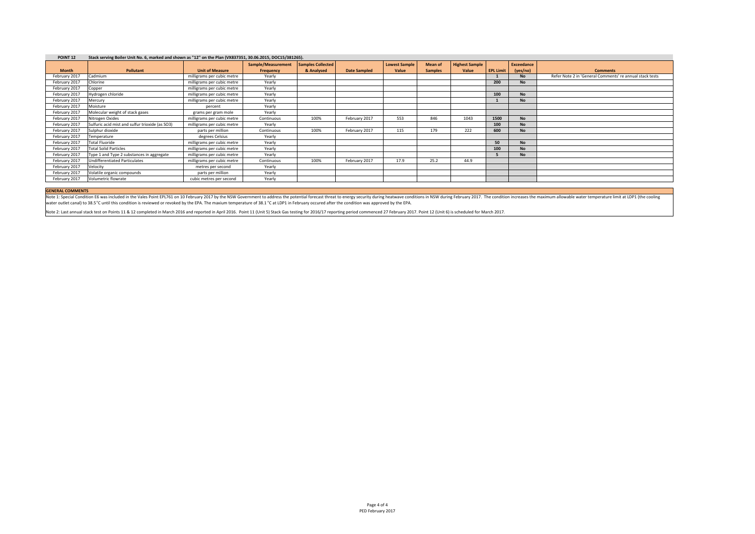**POINT 12** Stack serving Boiler Unit No. 6, marked and shown as "12" on the Plan (VX837351, 30.06.2015, DOC15/381265).

| Month | Pollutant | Unit of Measure | Sample/Measurement Frequency | Samples Collected & Analysed | Date Sampled | Lowest Sample Value | Mean of Samples | Highest Sample Value | EPL Limit | Exceedance (yes/no) | Comments |
|---|---|---|---|---|---|---|---|---|---|---|---|
| February 2017 | Cadmium | milligrams per cubic metre | Yearly | | | | | | 1 | No | Refer Note 2 in 'General Comments' re annual stack tests |
| February 2017 | Chlorine | milligrams per cubic metre | Yearly | | | | | | 200 | No | |
| February 2017 | Copper | milligrams per cubic metre | Yearly | | | | | | | | |
| February 2017 | Hydrogen chloride | milligrams per cubic metre | Yearly | | | | | | 100 | No | |
| February 2017 | Mercury | milligrams per cubic metre | Yearly | | | | | | 1 | No | |
| February 2017 | Moisture | percent | Yearly | | | | | | | | |
| February 2017 | Molecular weight of stack gases | grams per gram mole | Yearly | | | | | | | | |
| February 2017 | Nitrogen Oxides | milligrams per cubic metre | Continuous | 100% | February 2017 | 553 | 846 | 1043 | 1500 | No | |
| February 2017 | Sulfuric acid mist and sulfur trioxide (as SO3) | milligrams per cubic metre | Yearly | | | | | | 100 | No | |
| February 2017 | Sulphur dioxide | parts per million | Continuous | 100% | February 2017 | 115 | 179 | 222 | 600 | No | |
| February 2017 | Temperature | degrees Celsius | Yearly | | | | | | | | |
| February 2017 | Total Fluoride | milligrams per cubic metre | Yearly | | | | | | 50 | No | |
| February 2017 | Total Solid Particles | milligrams per cubic metre | Yearly | | | | | | 100 | No | |
| February 2017 | Type 1 and Type 2 substances in aggregate | milligrams per cubic metre | Yearly | | | | | | 5 | No | |
| February 2017 | Undifferentiated Particulates | milligrams per cubic metre | Continuous | 100% | February 2017 | 17.9 | 25.2 | 44.9 | | | |
| February 2017 | Velocity | metres per second | Yearly | | | | | | | | |
| February 2017 | Volatile organic compounds | parts per million | Yearly | | | | | | | | |
| February 2017 | Volumetric flowrate | cubic metres per second | Yearly | | | | | | | | |

**GENERAL COMMENTS**

Note 1: Special Condition E6 was included in the Vales Point EPL761 on 10 February 2017 by the NSW Government to address the potential forecast threat to energy security during heatwave conditions in NSW during February 2017. The condition increases the maximum allowable water temperature limit at LDP1 (the cooling water outlet canal) to 38.5°C until this condition is reviewed or revoked by the EPA. The maxium temperature of 38.1°C at LDP1 in February occured after the condition was approved by the EPA.

Note 2: Last annual stack test on Points 11 & 12 completed in March 2016 and reported in April 2016. Point 11 (Unit 5) Stack Gas testing for 2016/17 reporting period commenced 27 February 2017. Point 12 (Unit 6) is scheduled for March 2017.

PED February 2017